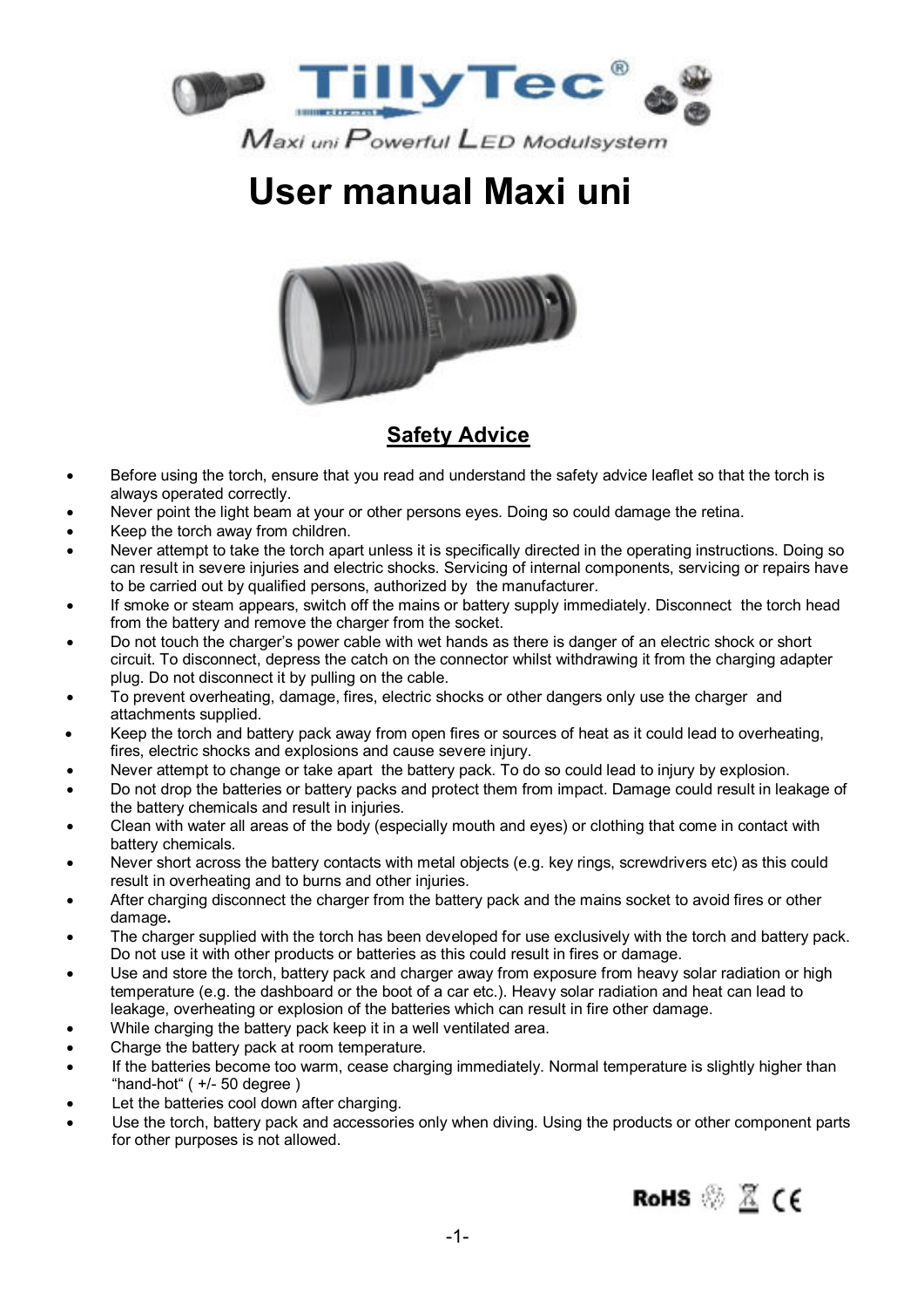# User manual Maxi uni

## Safety Advice

- Before using the torch, ensure that you read and understand the safety advice leaflet so that the torch is always operated correctly.
- Never point the light beam at your or other persons eyes. Doing so could damage the retina.
- Keep the torch away from children.
- Never attempt to take the torch apart unless it is specifically directed in the operating instructions. Doing so can result in severe injuries and electric shocks. Servicing of internal components, servicing or repairs have to be carried out by qualified persons, authorized by the manufacturer.
- If smoke or steam appears, switch off the mains or battery supply immediately. Disconnect the torch head from the battery and remove the charger from the socket.
- Do not touch the charger's power cable with wet hands as there is danger of an electric shock or short circuit. To disconnect, depress the catch on the connector whilst withdrawing it from the charging adapter plug. Do not disconnect it by pulling on the cable.
- To prevent overheating, damage, fires, electric shocks or other dangers only use the charger and attachments supplied.
- Keep the torch and battery pack away from open fires or sources of heat as it could lead to overheating, fires, electric shocks and explosions and cause severe injury.
- Never attempt to change or take apart the battery pack. To do so could lead to injury by explosion.
- Do not drop the batteries or battery packs and protect them from impact. Damage could result in leakage of the battery chemicals and result in injuries.
- Clean with water all areas of the body (especially mouth and eyes) or clothing that come in contact with battery chemicals.
- Never short across the battery contacts with metal objects (e.g. key rings, screwdrivers etc) as this could result in overheating and to burns and other injuries.
- After charging disconnect the charger from the battery pack and the mains socket to avoid fires or other damage.
- The charger supplied with the torch has been developed for use exclusively with the torch and battery pack. Do not use it with other products or batteries as this could result in fires or damage.
- Use and store the torch, battery pack and charger away from exposure from heavy solar radiation or high temperature (e.g. the dashboard or the boot of a car etc.). Heavy solar radiation and heat can lead to leakage, overheating or explosion of the batteries which can result in fire other damage.
- While charging the battery pack keep it in a well ventilated area.
- Charge the battery pack at room temperature.
- If the batteries become too warm, cease charging immediately. Normal temperature is slightly higher than "hand-hot" ( +/- 50 degree )
- Let the batteries cool down after charging.
- Use the torch, battery pack and accessories only when diving. Using the products or other component parts for other purposes is not allowed.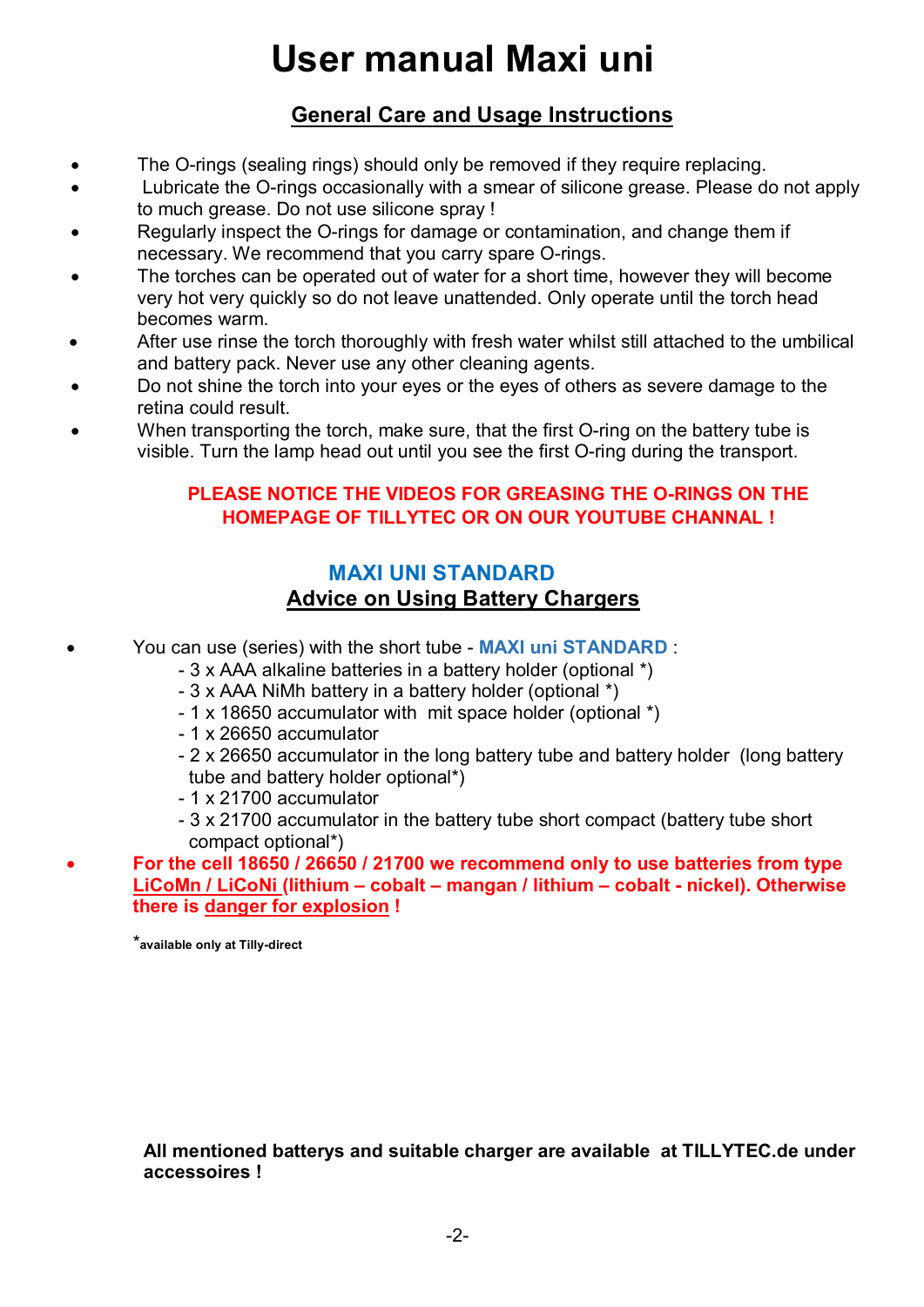# User manual Maxi uni

## General Care and Usage Instructions

- The O-rings (sealing rings) should only be removed if they require replacing.
- Lubricate the O-rings occasionally with a smear of silicone grease. Please do not apply to much grease. Do not use silicone spray !
- Regularly inspect the O-rings for damage or contamination, and change them if necessary. We recommend that you carry spare O-rings.
- The torches can be operated out of water for a short time, however they will become very hot very quickly so do not leave unattended. Only operate until the torch head becomes warm.
- After use rinse the torch thoroughly with fresh water whilst still attached to the umbilical and battery pack. Never use any other cleaning agents.
- Do not shine the torch into your eyes or the eyes of others as severe damage to the retina could result.
- When transporting the torch, make sure, that the first O-ring on the battery tube is visible. Turn the lamp head out until you see the first O-ring during the transport.

**PLEASE NOTICE THE VIDEOS FOR GREASING THE O-RINGS ON THE HOMEPAGE OF TILLYTEC OR ON OUR YOUTUBE CHANNAL !**

## MAXI UNI STANDARD

## Advice on Using Battery Chargers

- You can use (series) with the short tube - **MAXI uni STANDARD** :
  - 3 x AAA alkaline batteries in a battery holder (optional *)
  - 3 x AAA NiMh battery in a battery holder (optional *)
  - 1 x 18650 accumulator with mit space holder (optional *)
  - 1 x 26650 accumulator
  - 2 x 26650 accumulator in the long battery tube and battery holder (long battery tube and battery holder optional*)
  - 1 x 21700 accumulator
  - 3 x 21700 accumulator in the battery tube short compact (battery tube short compact optional*)
- **For the cell 18650 / 26650 / 21700 we recommend only to use batteries from type LiCoMn / LiCoNi (lithium – cobalt – mangan / lithium – cobalt - nickel). Otherwise there is danger for explosion !**

*available only at Tilly-direct

**All mentioned batterys and suitable charger are available at TILLYTEC.de under accessoires !**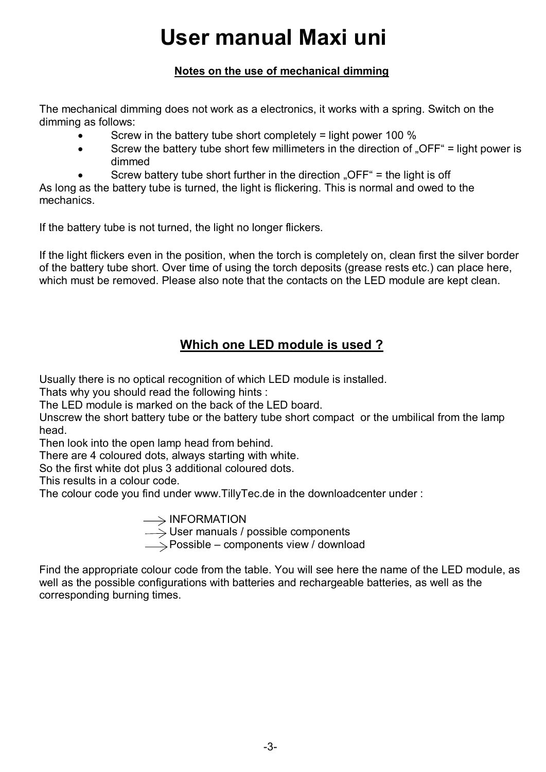# User manual Maxi uni

**Notes on the use of mechanical dimming**

The mechanical dimming does not work as a electronics, it works with a spring. Switch on the dimming as follows:

- Screw in the battery tube short completely = light power 100 %
- Screw the battery tube short few millimeters in the direction of „OFF“ = light power is dimmed
- Screw battery tube short further in the direction „OFF“ = the light is off

As long as the battery tube is turned, the light is flickering. This is normal and owed to the mechanics.

If the battery tube is not turned, the light no longer flickers.

If the light flickers even in the position, when the torch is completely on, clean first the silver border of the battery tube short. Over time of using the torch deposits (grease rests etc.) can place here, which must be removed. Please also note that the contacts on the LED module are kept clean.

## Which one LED module is used ?

Usually there is no optical recognition of which LED module is installed.
Thats why you should read the following hints :
The LED module is marked on the back of the LED board.
Unscrew the short battery tube or the battery tube short compact or the umbilical from the lamp head.
Then look into the open lamp head from behind.
There are 4 coloured dots, always starting with white.
So the first white dot plus 3 additional coloured dots.
This results in a colour code.
The colour code you find under www.TillyTec.de in the downloadcenter under :

→ INFORMATION
→ User manuals / possible components
→ Possible – components view / download

Find the appropriate colour code from the table. You will see here the name of the LED module, as well as the possible configurations with batteries and rechargeable batteries, as well as the corresponding burning times.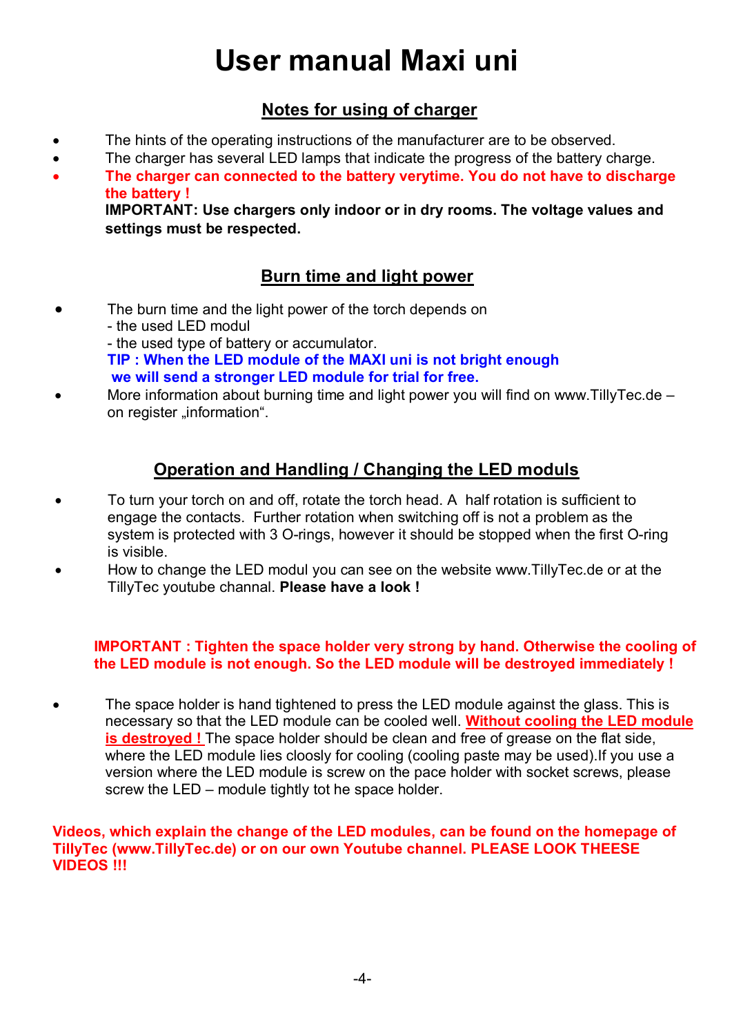# User manual Maxi uni

## Notes for using of charger

- The hints of the operating instructions of the manufacturer are to be observed.
- The charger has several LED lamps that indicate the progress of the battery charge.
- **The charger can connected to the battery verytime. You do not have to discharge the battery !**
  **IMPORTANT: Use chargers only indoor or in dry rooms. The voltage values and settings must be respected.**

## Burn time and light power

- The burn time and the light power of the torch depends on
  - the used LED modul
  - the used type of battery or accumulator.

  **TIP : When the LED module of the MAXI uni is not bright enough we will send a stronger LED module for trial for free.**
- More information about burning time and light power you will find on www.TillyTec.de – on register „information".

## Operation and Handling / Changing the LED moduls

- To turn your torch on and off, rotate the torch head. A half rotation is sufficient to engage the contacts. Further rotation when switching off is not a problem as the system is protected with 3 O-rings, however it should be stopped when the first O-ring is visible.
- How to change the LED modul you can see on the website www.TillyTec.de or at the TillyTec youtube channal. **Please have a look !**

**IMPORTANT : Tighten the space holder very strong by hand. Otherwise the cooling of the LED module is not enough. So the LED module will be destroyed immediately !**

- The space holder is hand tightened to press the LED module against the glass. This is necessary so that the LED module can be cooled well. **Without cooling the LED module is destroyed !** The space holder should be clean and free of grease on the flat side, where the LED module lies cloosly for cooling (cooling paste may be used).If you use a version where the LED module is screw on the pace holder with socket screws, please screw the LED – module tightly tot he space holder.

**Videos, which explain the change of the LED modules, can be found on the homepage of TillyTec (www.TillyTec.de) or on our own Youtube channel. PLEASE LOOK THEESE VIDEOS !!!**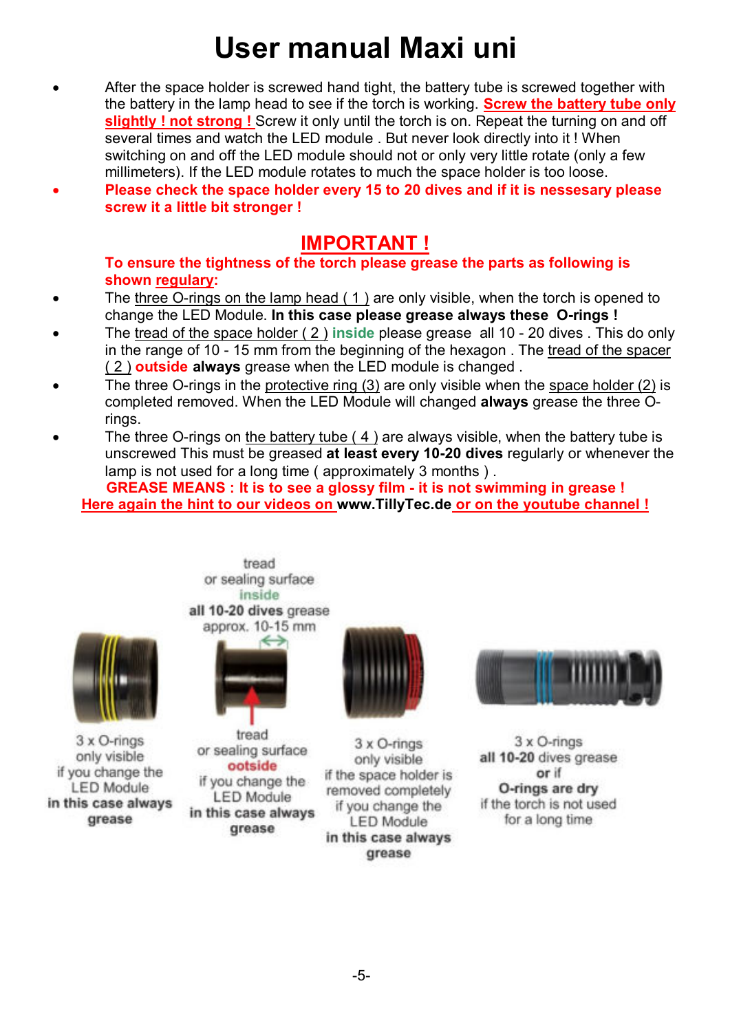# User manual Maxi uni

- After the space holder is screwed hand tight, the battery tube is screwed together with the battery in the lamp head to see if the torch is working. **Screw the battery tube only slightly ! not strong !** Screw it only until the torch is on. Repeat the turning on and off several times and watch the LED module . But never look directly into it ! When switching on and off the LED module should not or only very little rotate (only a few millimeters). If the LED module rotates to much the space holder is too loose.
- **Please check the space holder every 15 to 20 dives and if it is nessesary please screw it a little bit stronger !**

## IMPORTANT !

**To ensure the tightness of the torch please grease the parts as following is shown regulary:**

- The three O-rings on the lamp head ( 1 ) are only visible, when the torch is opened to change the LED Module. **In this case please grease always these O-rings !**
- The tread of the space holder ( 2 ) **inside** please grease all 10 - 20 dives . This do only in the range of 10 - 15 mm from the beginning of the hexagon . The tread of the spacer ( 2 ) **outside** **always** grease when the LED module is changed .
- The three O-rings in the protective ring (3) are only visible when the space holder (2) is completed removed. When the LED Module will changed **always** grease the three O-rings.
- The three O-rings on the battery tube ( 4 ) are always visible, when the battery tube is unscrewed This must be greased **at least every 10-20 dives** regularly or whenever the lamp is not used for a long time ( approximately 3 months ) .

**GREASE MEANS : It is to see a glossy film - it is not swimming in grease !**

**Here again the hint to our videos on www.TillyTec.de or on the youtube channel !**

tread or sealing surface **inside** **all 10-20 dives** grease approx. 10-15 mm

3 x O-rings only visible if you change the LED Module **in this case always grease**

tread or sealing surface **ootside** if you change the LED Module **in this case always grease**

3 x O-rings only visible if the space holder is removed completely if you change the LED Module **in this case always grease**

3 x O-rings **all 10-20** dives grease **or if** **O-rings are dry** if the torch is not used for a long time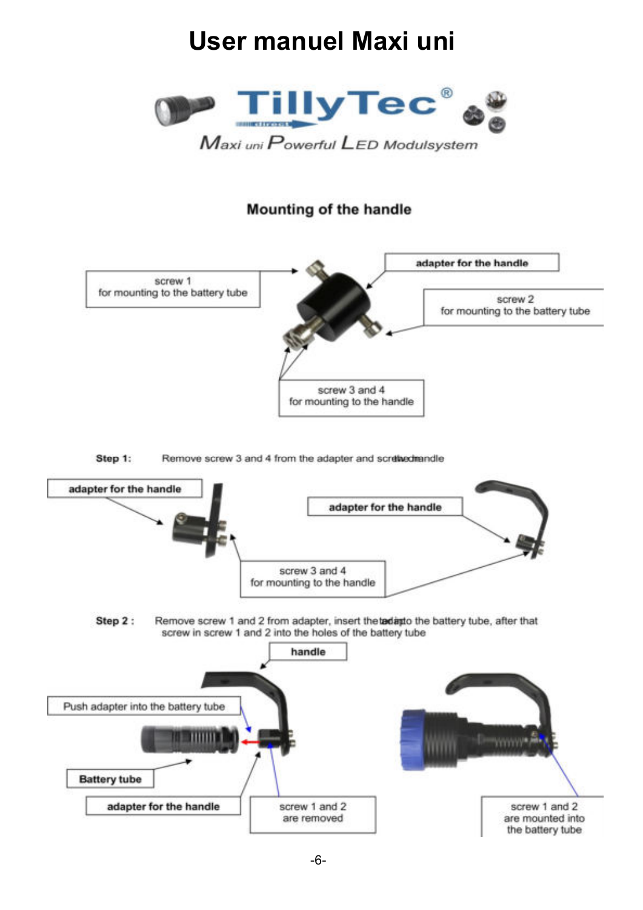# User manuel Maxi uni

TillyTec®

Maxi uni Powerful LED Modulsystem

## Mounting of the handle

screw 1
for mounting to the battery tube

adapter for the handle

screw 2
for mounting to the battery tube

screw 3 and 4
for mounting to the handle

**Step 1:** Remove screw 3 and 4 from the adapter and screw the handle

adapter for the handle

adapter for the handle

screw 3 and 4
for mounting to the handle

**Step 2 :** Remove screw 1 and 2 from adapter, insert the adapter into the battery tube, after that screw in screw 1 and 2 into the holes of the battery tube

handle

Push adapter into the battery tube

Battery tube

adapter for the handle

screw 1 and 2
are removed

screw 1 and 2
are mounted into
the battery tube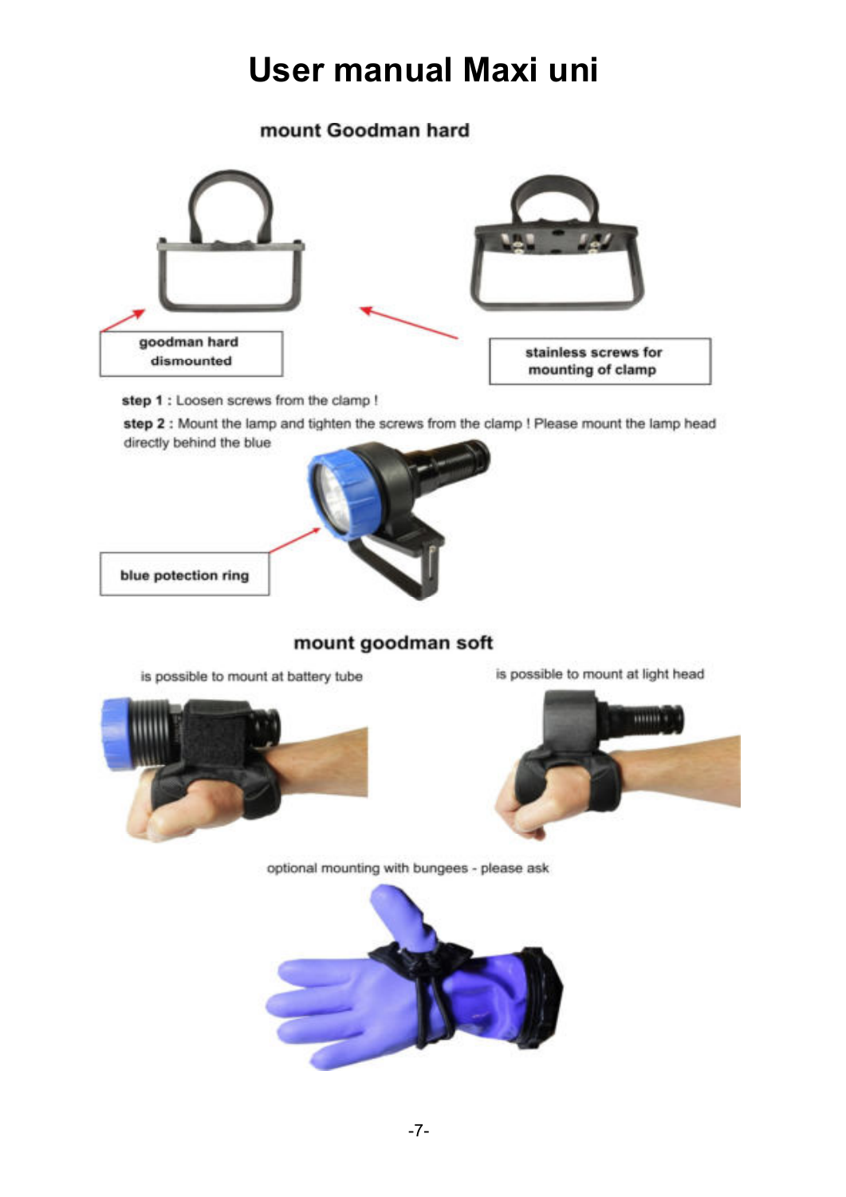# User manual Maxi uni

## mount Goodman hard

goodman hard dismounted

stainless screws for mounting of clamp

**step 1 :** Loosen screws from the clamp !

**step 2 :** Mount the lamp and tighten the screws from the clamp ! Please mount the lamp head directly behind the blue

blue potection ring

## mount goodman soft

is possible to mount at battery tube

is possible to mount at light head

optional mounting with bungees - please ask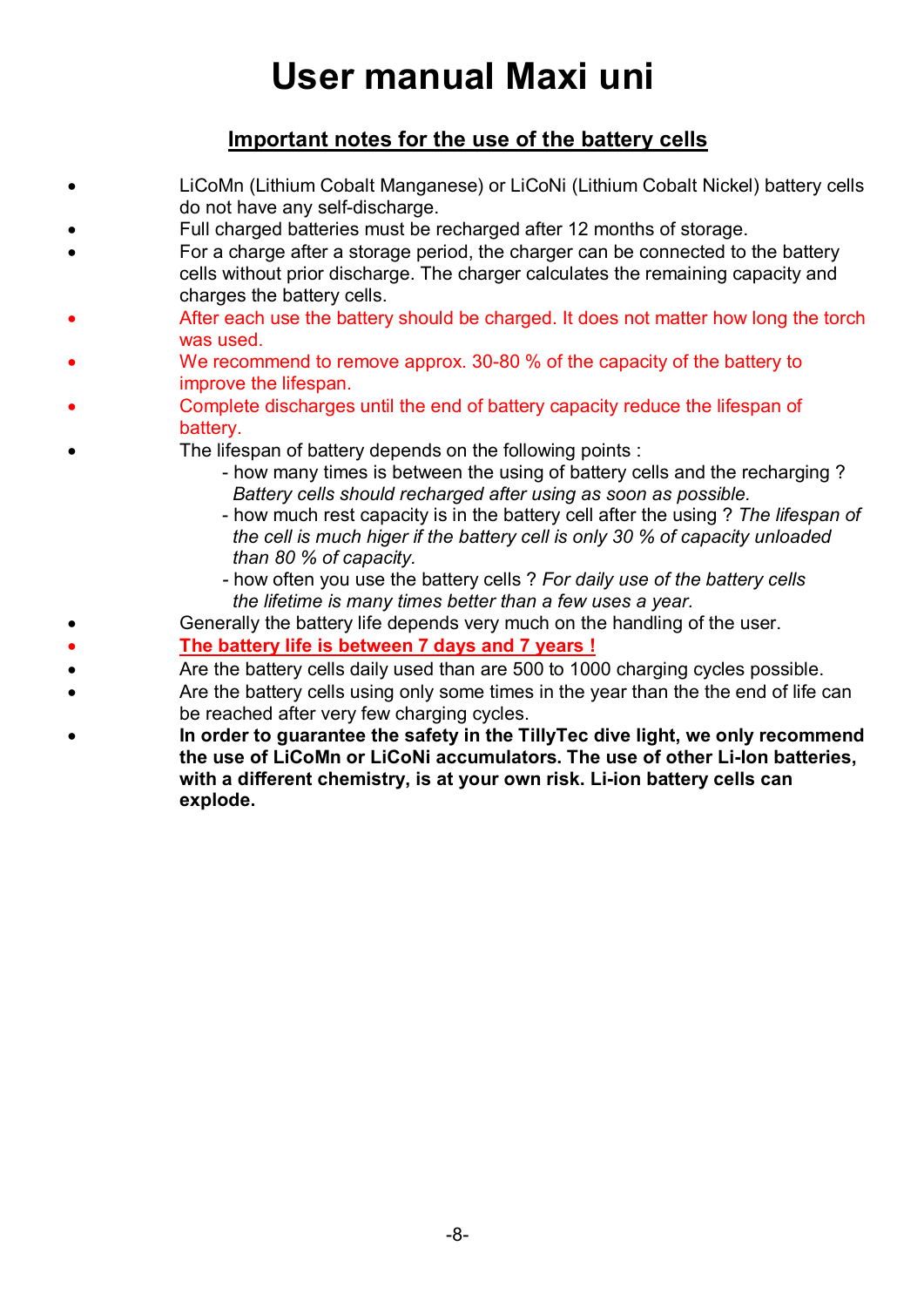# User manual Maxi uni

## Important notes for the use of the battery cells

- LiCoMn (Lithium Cobalt Manganese) or LiCoNi (Lithium Cobalt Nickel) battery cells do not have any self-discharge.
- Full charged batteries must be recharged after 12 months of storage.
- For a charge after a storage period, the charger can be connected to the battery cells without prior discharge. The charger calculates the remaining capacity and charges the battery cells.
- After each use the battery should be charged. It does not matter how long the torch was used.
- We recommend to remove approx. 30-80 % of the capacity of the battery to improve the lifespan.
- Complete discharges until the end of battery capacity reduce the lifespan of battery.
- The lifespan of battery depends on the following points :
  - how many times is between the using of battery cells and the recharging ? *Battery cells should recharged after using as soon as possible.*
  - how much rest capacity is in the battery cell after the using ? *The lifespan of the cell is much higer if the battery cell is only 30 % of capacity unloaded than 80 % of capacity.*
  - how often you use the battery cells ? *For daily use of the battery cells the lifetime is many times better than a few uses a year.*
- Generally the battery life depends very much on the handling of the user.
- **The battery life is between 7 days and 7 years !**
- Are the battery cells daily used than are 500 to 1000 charging cycles possible.
- Are the battery cells using only some times in the year than the the end of life can be reached after very few charging cycles.
- **In order to guarantee the safety in the TillyTec dive light, we only recommend the use of LiCoMn or LiCoNi accumulators. The use of other Li-Ion batteries, with a different chemistry, is at your own risk. Li-ion battery cells can explode.**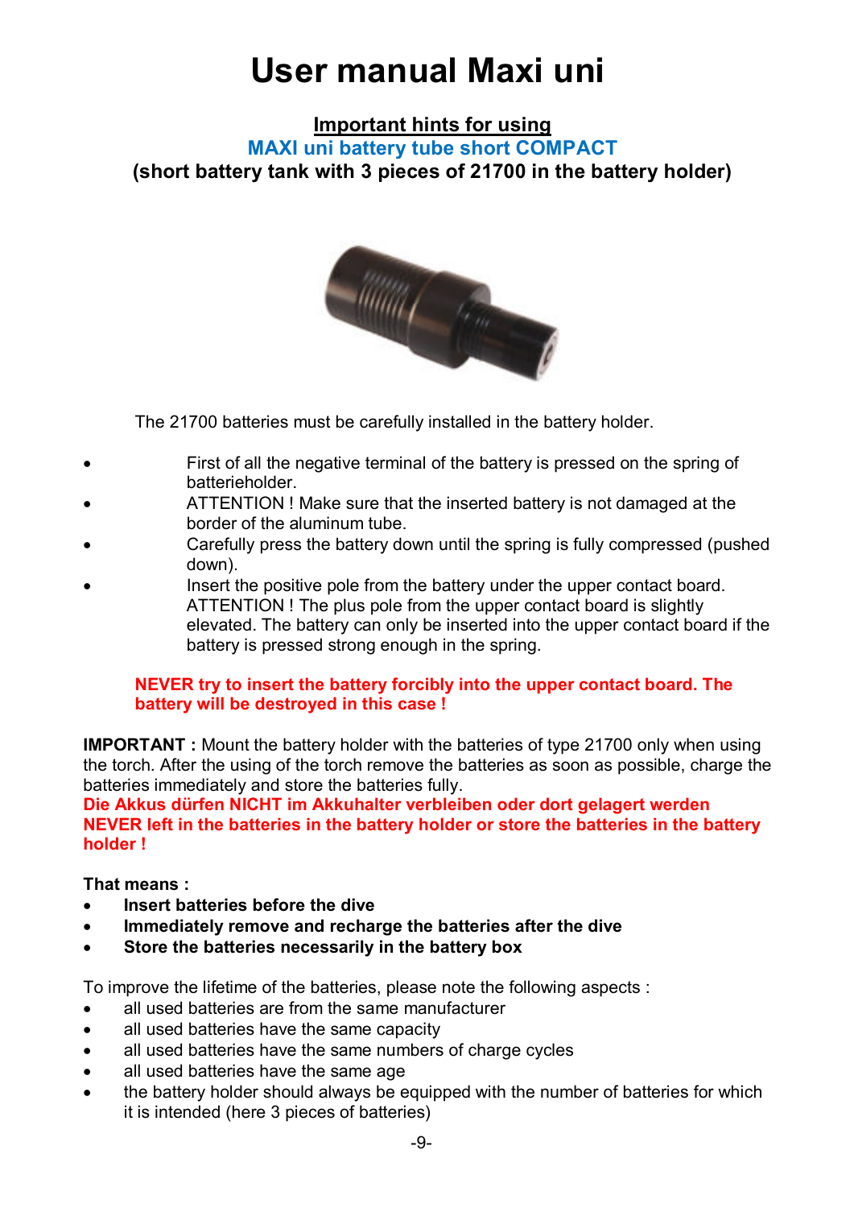# User manual Maxi uni

**Important hints for using**

**MAXI uni battery tube short COMPACT**

**(short battery tank with 3 pieces of 21700 in the battery holder)**

The 21700 batteries must be carefully installed in the battery holder.

- First of all the negative terminal of the battery is pressed on the spring of batterieholder.
- ATTENTION ! Make sure that the inserted battery is not damaged at the border of the aluminum tube.
- Carefully press the battery down until the spring is fully compressed (pushed down).
- Insert the positive pole from the battery under the upper contact board. ATTENTION ! The plus pole from the upper contact board is slightly elevated. The battery can only be inserted into the upper contact board if the battery is pressed strong enough in the spring.

**NEVER try to insert the battery forcibly into the upper contact board. The battery will be destroyed in this case !**

**IMPORTANT :** Mount the battery holder with the batteries of type 21700 only when using the torch. After the using of the torch remove the batteries as soon as possible, charge the batteries immediately and store the batteries fully.
**Die Akkus dürfen NICHT im Akkuhalter verbleiben oder dort gelagert werden**
**NEVER left in the batteries in the battery holder or store the batteries in the battery holder !**

**That means :**

- **Insert batteries before the dive**
- **Immediately remove and recharge the batteries after the dive**
- **Store the batteries necessarily in the battery box**

To improve the lifetime of the batteries, please note the following aspects :

- all used batteries are from the same manufacturer
- all used batteries have the same capacity
- all used batteries have the same numbers of charge cycles
- all used batteries have the same age
- the battery holder should always be equipped with the number of batteries for which it is intended (here 3 pieces of batteries)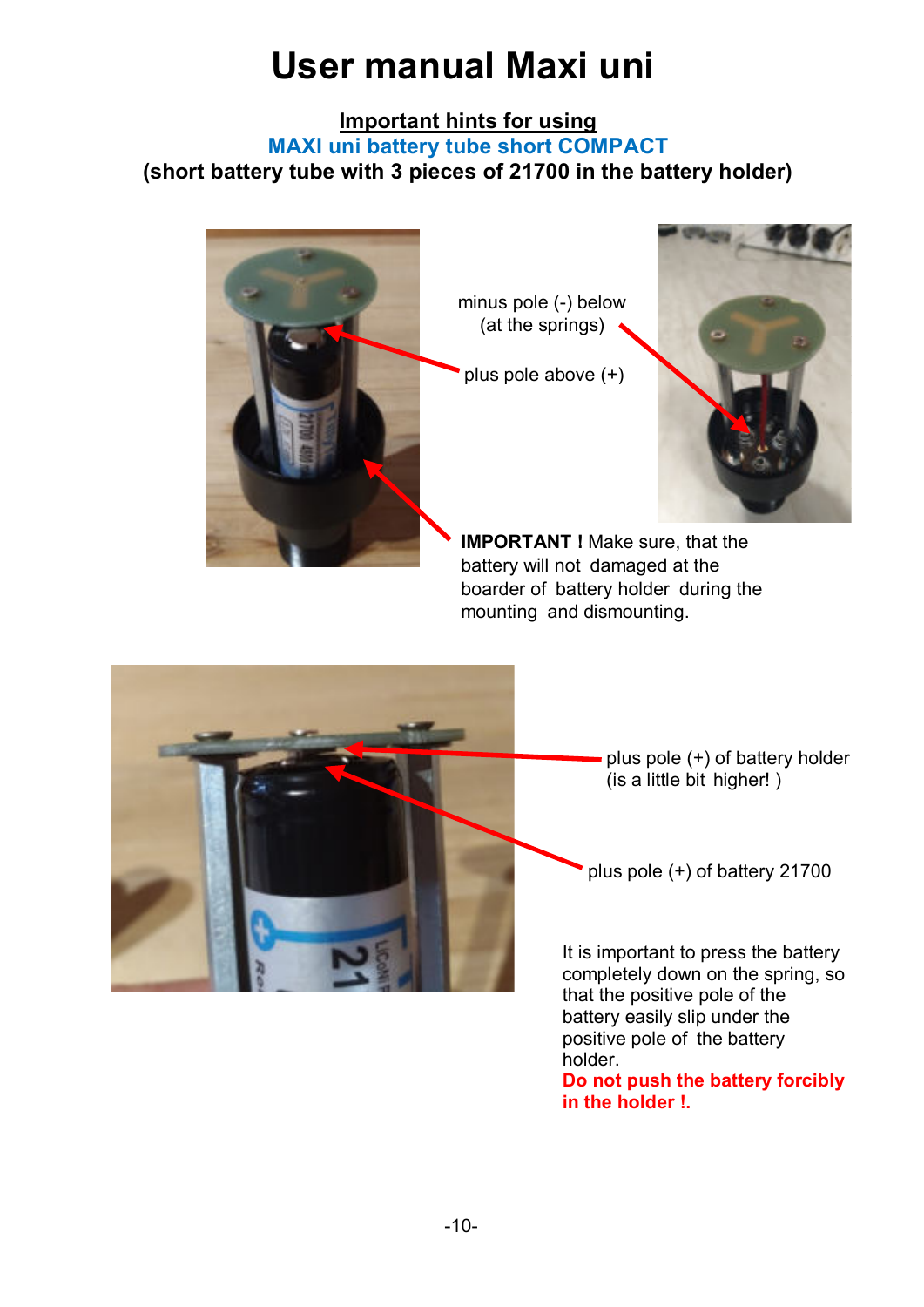# User manual Maxi uni

**Important hints for using**

**MAXI uni battery tube short COMPACT**

**(short battery tube with 3 pieces of 21700 in the battery holder)**

minus pole (-) below (at the springs)

plus pole above (+)

**IMPORTANT !** Make sure, that the battery will not damaged at the boarder of battery holder during the mounting and dismounting.

plus pole (+) of battery holder (is a little bit higher! )

plus pole (+) of battery 21700

It is important to press the battery completely down on the spring, so that the positive pole of the battery easily slip under the positive pole of the battery holder.

**Do not push the battery forcibly in the holder !.**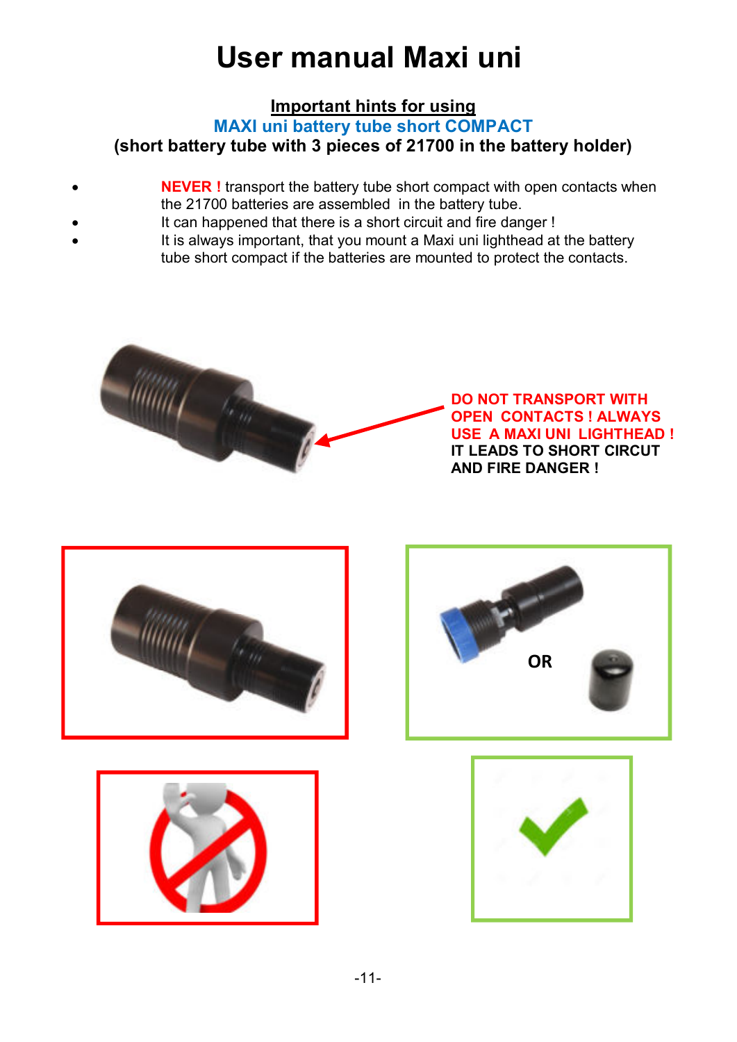# User manual Maxi uni

**Important hints for using**
**MAXI uni battery tube short COMPACT**
**(short battery tube with 3 pieces of 21700 in the battery holder)**

- **NEVER !** transport the battery tube short compact with open contacts when the 21700 batteries are assembled in the battery tube.
- It can happened that there is a short circuit and fire danger !
- It is always important, that you mount a Maxi uni lighthead at the battery tube short compact if the batteries are mounted to protect the contacts.

**DO NOT TRANSPORT WITH OPEN CONTACTS ! ALWAYS USE A MAXI UNI LIGHTHEAD !**
**IT LEADS TO SHORT CIRCUT AND FIRE DANGER !**

OR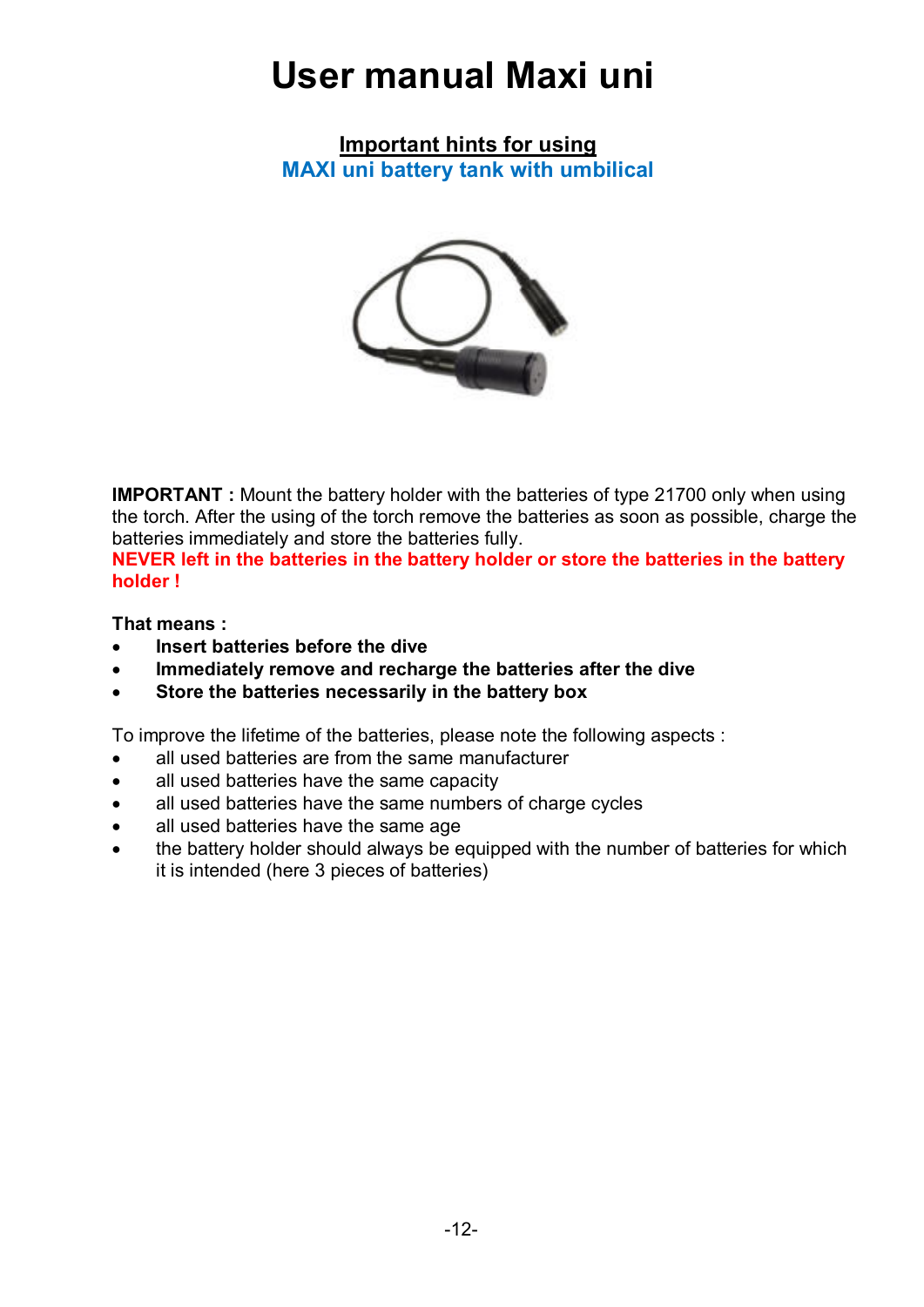# User manual Maxi uni

**Important hints for using**

**MAXI uni battery tank with umbilical**

**IMPORTANT :** Mount the battery holder with the batteries of type 21700 only when using the torch. After the using of the torch remove the batteries as soon as possible, charge the batteries immediately and store the batteries fully.

**NEVER left in the batteries in the battery holder or store the batteries in the battery holder !**

**That means :**

- **Insert batteries before the dive**
- **Immediately remove and recharge the batteries after the dive**
- **Store the batteries necessarily in the battery box**

To improve the lifetime of the batteries, please note the following aspects :

- all used batteries are from the same manufacturer
- all used batteries have the same capacity
- all used batteries have the same numbers of charge cycles
- all used batteries have the same age
- the battery holder should always be equipped with the number of batteries for which it is intended (here 3 pieces of batteries)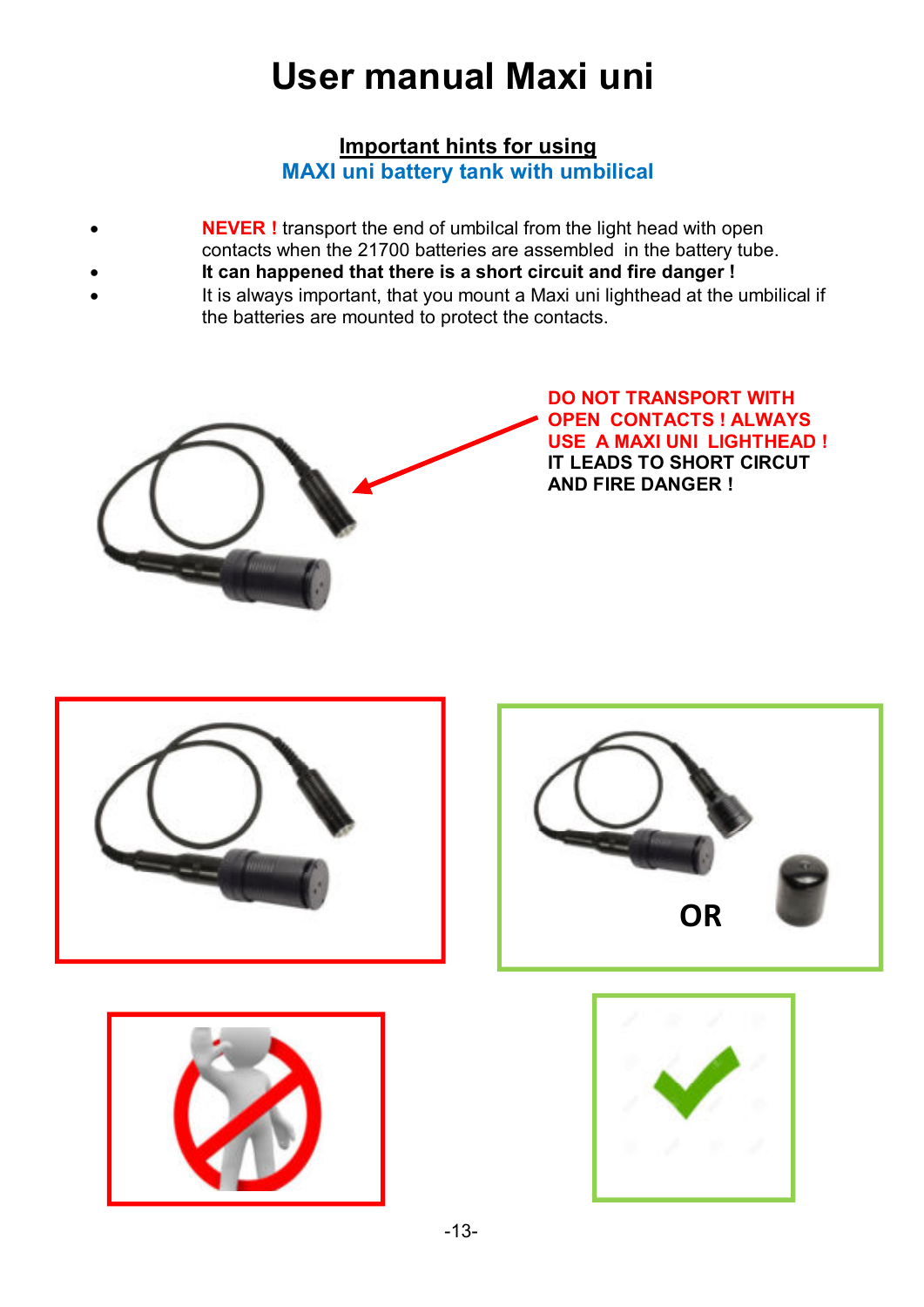# User manual Maxi uni

## Important hints for using
## MAXI uni battery tank with umbilical

- **NEVER !** transport the end of umbilcal from the light head with open contacts when the 21700 batteries are assembled in the battery tube.
- **It can happened that there is a short circuit and fire danger !**
- It is always important, that you mount a Maxi uni lighthead at the umbilical if the batteries are mounted to protect the contacts.

**DO NOT TRANSPORT WITH OPEN CONTACTS ! ALWAYS USE A MAXI UNI LIGHTHEAD ! IT LEADS TO SHORT CIRCUT AND FIRE DANGER !**

**OR**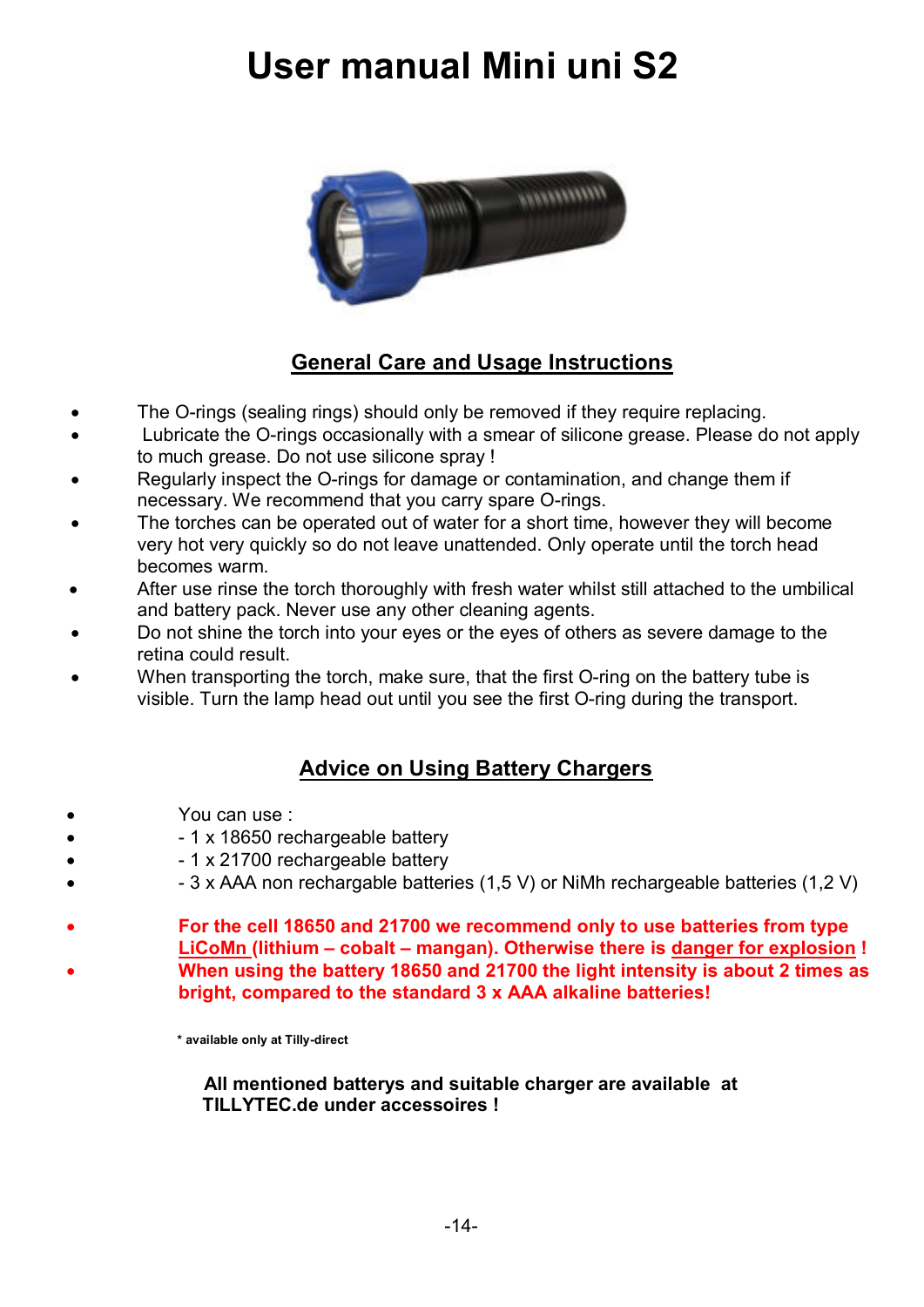# User manual Mini uni S2

## General Care and Usage Instructions

- The O-rings (sealing rings) should only be removed if they require replacing.
- Lubricate the O-rings occasionally with a smear of silicone grease. Please do not apply to much grease. Do not use silicone spray !
- Regularly inspect the O-rings for damage or contamination, and change them if necessary. We recommend that you carry spare O-rings.
- The torches can be operated out of water for a short time, however they will become very hot very quickly so do not leave unattended. Only operate until the torch head becomes warm.
- After use rinse the torch thoroughly with fresh water whilst still attached to the umbilical and battery pack. Never use any other cleaning agents.
- Do not shine the torch into your eyes or the eyes of others as severe damage to the retina could result.
- When transporting the torch, make sure, that the first O-ring on the battery tube is visible. Turn the lamp head out until you see the first O-ring during the transport.

## Advice on Using Battery Chargers

- You can use :
- - 1 x 18650 rechargeable battery
- - 1 x 21700 rechargeable battery
- - 3 x AAA non rechargable batteries (1,5 V) or NiMh rechargeable batteries (1,2 V)

- **For the cell 18650 and 21700 we recommend only to use batteries from type <u>LiCoMn</u> (lithium – cobalt – mangan). Otherwise there is <u>danger for explosion</u> !**
- **When using the battery 18650 and 21700 the light intensity is about 2 times as bright, compared to the standard 3 x AAA alkaline batteries!**

**\* available only at Tilly-direct**

**All mentioned batterys and suitable charger are available at TILLYTEC.de under accessoires !**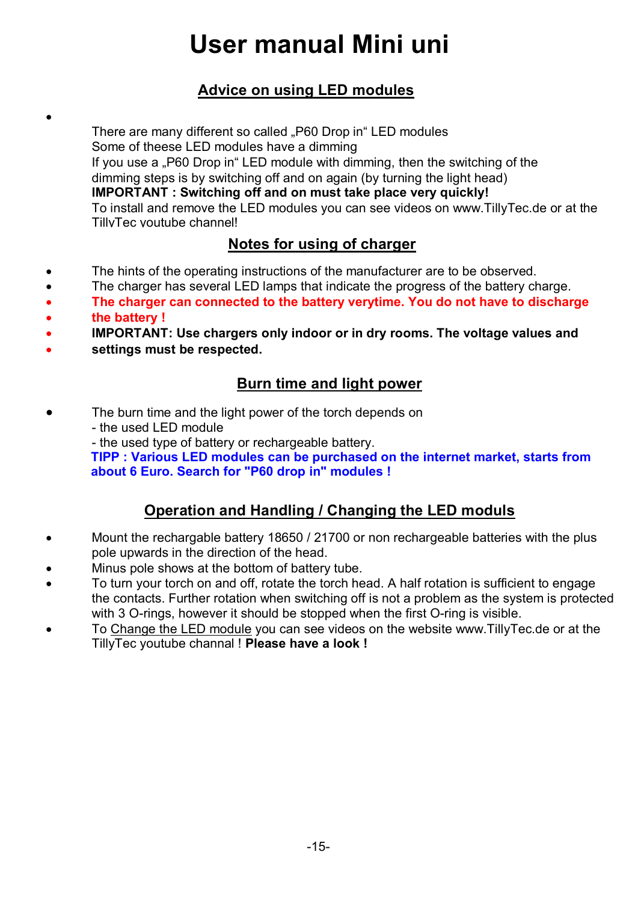# User manual Mini uni

## Advice on using LED modules

- There are many different so called „P60 Drop in" LED modules
  Some of theese LED modules have a dimming
  If you use a „P60 Drop in" LED module with dimming, then the switching of the dimming steps is by switching off and on again (by turning the light head)
  **IMPORTANT : Switching off and on must take place very quickly!**
  To install and remove the LED modules you can see videos on www.TillyTec.de or at the TillyTec youtube channel!

## Notes for using of charger

- The hints of the operating instructions of the manufacturer are to be observed.
- The charger has several LED lamps that indicate the progress of the battery charge.
- **The charger can connected to the battery verytime. You do not have to discharge**
- **the battery !**
- **IMPORTANT: Use chargers only indoor or in dry rooms. The voltage values and**
- **settings must be respected.**

## Burn time and light power

- The burn time and the light power of the torch depends on
  - the used LED module
  - the used type of battery or rechargeable battery.

  **TIPP : Various LED modules can be purchased on the internet market, starts from about 6 Euro. Search for "P60 drop in" modules !**

## Operation and Handling / Changing the LED moduls

- Mount the rechargable battery 18650 / 21700 or non rechargeable batteries with the plus pole upwards in the direction of the head.
- Minus pole shows at the bottom of battery tube.
- To turn your torch on and off, rotate the torch head. A half rotation is sufficient to engage the contacts. Further rotation when switching off is not a problem as the system is protected with 3 O-rings, however it should be stopped when the first O-ring is visible.
- To Change the LED module you can see videos on the website www.TillyTec.de or at the TillyTec youtube channal ! **Please have a look !**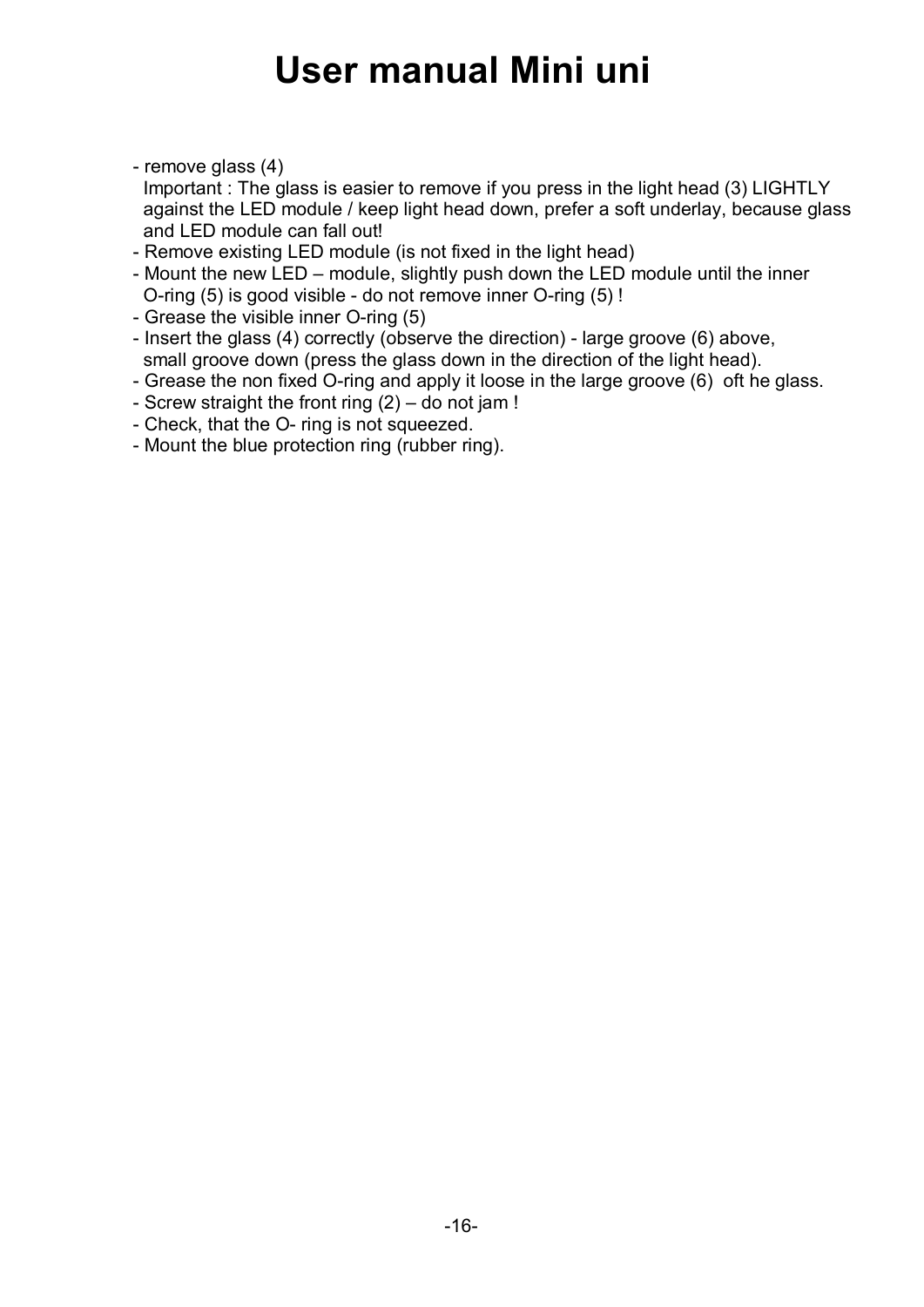# User manual Mini uni

- remove glass (4)
  Important : The glass is easier to remove if you press in the light head (3) LIGHTLY against the LED module / keep light head down, prefer a soft underlay, because glass and LED module can fall out!
- Remove existing LED module (is not fixed in the light head)
- Mount the new LED – module, slightly push down the LED module until the inner O-ring (5) is good visible - do not remove inner O-ring (5) !
- Grease the visible inner O-ring (5)
- Insert the glass (4) correctly (observe the direction) - large groove (6) above, small groove down (press the glass down in the direction of the light head).
- Grease the non fixed O-ring and apply it loose in the large groove (6) oft he glass.
- Screw straight the front ring (2) – do not jam !
- Check, that the O- ring is not squeezed.
- Mount the blue protection ring (rubber ring).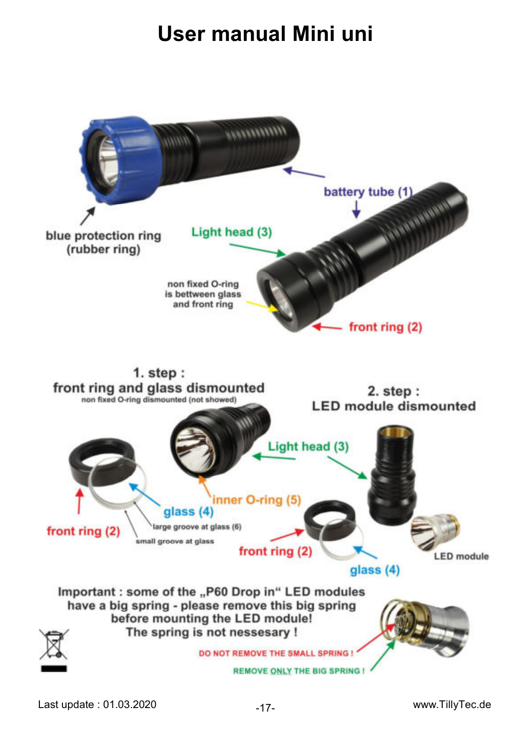# User manual Mini uni

battery tube (1)

blue protection ring (rubber ring)

Light head (3)

non fixed O-ring is bettween glass and front ring

front ring (2)

1. step : front ring and glass dismounted

non fixed O-ring dismounted (not showed)

2. step : LED module dismounted

Light head (3)

inner O-ring (5)

glass (4)

large groove at glass (6)

front ring (2)

small groove at glass

front ring (2)

glass (4)

LED module

Important : some of the „P60 Drop in" LED modules have a big spring - please remove this big spring before mounting the LED module! The spring is not nessesary !

DO NOT REMOVE THE SMALL SPRING !

REMOVE ONLY THE BIG SPRING !

Last update : 01.03.2020

www.TillyTec.de